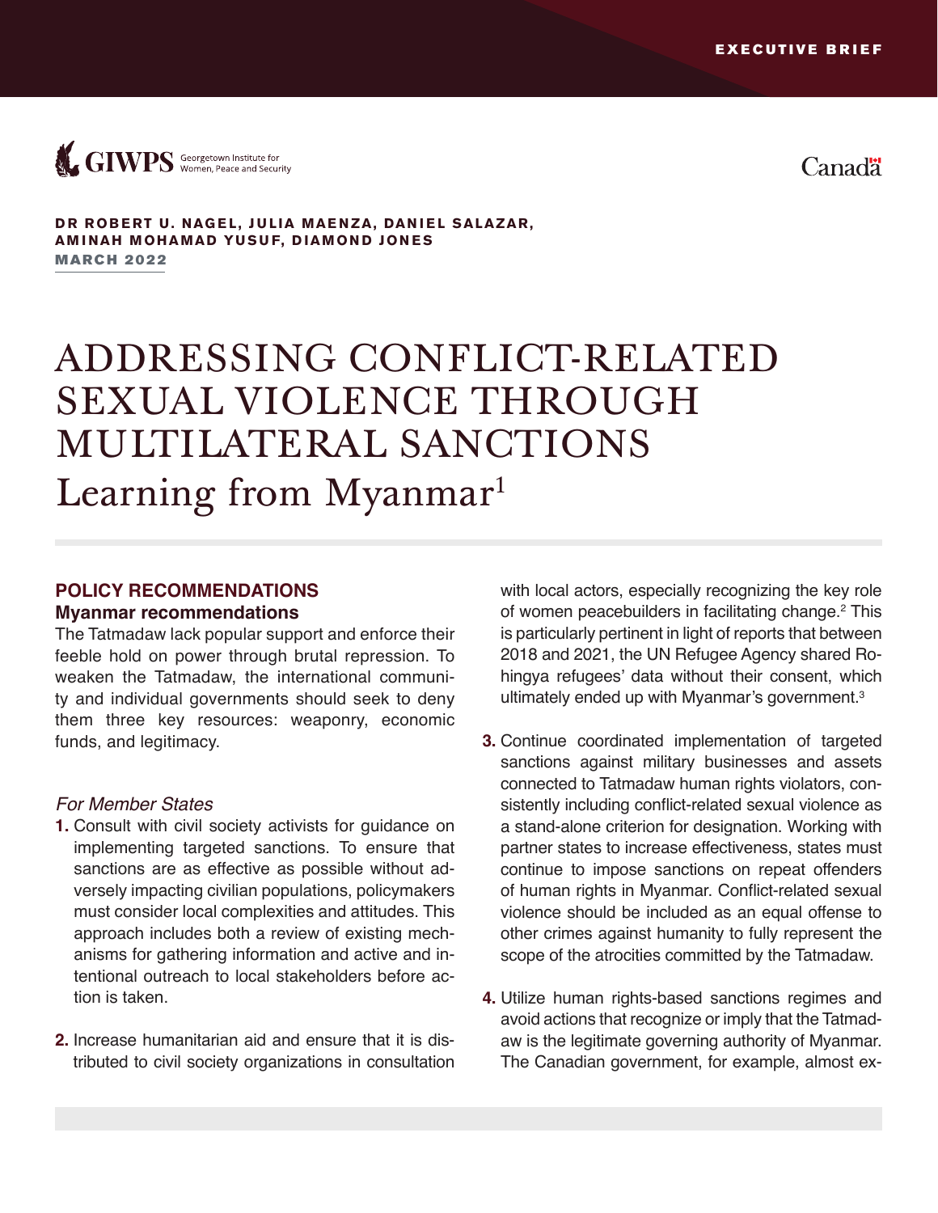EXECUTIVE BRIEF

GIWPS Georgetown Institute for Women, Peace and Security

Canada

**DR ROBERT U. NAGEL, JULIA MAENZA, DANIEL SALAZAR, AMINAH MOHAMAD YUSUF, DIAMOND JONES**

**MARCH 2022**

# ADDRESSING CONFLICT-RELATED SEXUAL VIOLENCE THROUGH MULTILATERAL SANCTIONS

## Learning from Myanmar[1]

## POLICY RECOMMENDATIONS

### Myanmar recommendations

The Tatmadaw lack popular support and enforce their feeble hold on power through brutal repression. To weaken the Tatmadaw, the international community and individual governments should seek to deny them three key resources: weaponry, economic funds, and legitimacy.

*For Member States*

1. Consult with civil society activists for guidance on implementing targeted sanctions. To ensure that sanctions are as effective as possible without adversely impacting civilian populations, policymakers must consider local complexities and attitudes. This approach includes both a review of existing mechanisms for gathering information and active and intentional outreach to local stakeholders before action is taken.

2. Increase humanitarian aid and ensure that it is distributed to civil society organizations in consultation with local actors, especially recognizing the key role of women peacebuilders in facilitating change.[2] This is particularly pertinent in light of reports that between 2018 and 2021, the UN Refugee Agency shared Rohingya refugees' data without their consent, which ultimately ended up with Myanmar's government.[3]

3. Continue coordinated implementation of targeted sanctions against military businesses and assets connected to Tatmadaw human rights violators, consistently including conflict-related sexual violence as a stand-alone criterion for designation. Working with partner states to increase effectiveness, states must continue to impose sanctions on repeat offenders of human rights in Myanmar. Conflict-related sexual violence should be included as an equal offense to other crimes against humanity to fully represent the scope of the atrocities committed by the Tatmadaw.

4. Utilize human rights-based sanctions regimes and avoid actions that recognize or imply that the Tatmadaw is the legitimate governing authority of Myanmar. The Canadian government, for example, almost ex-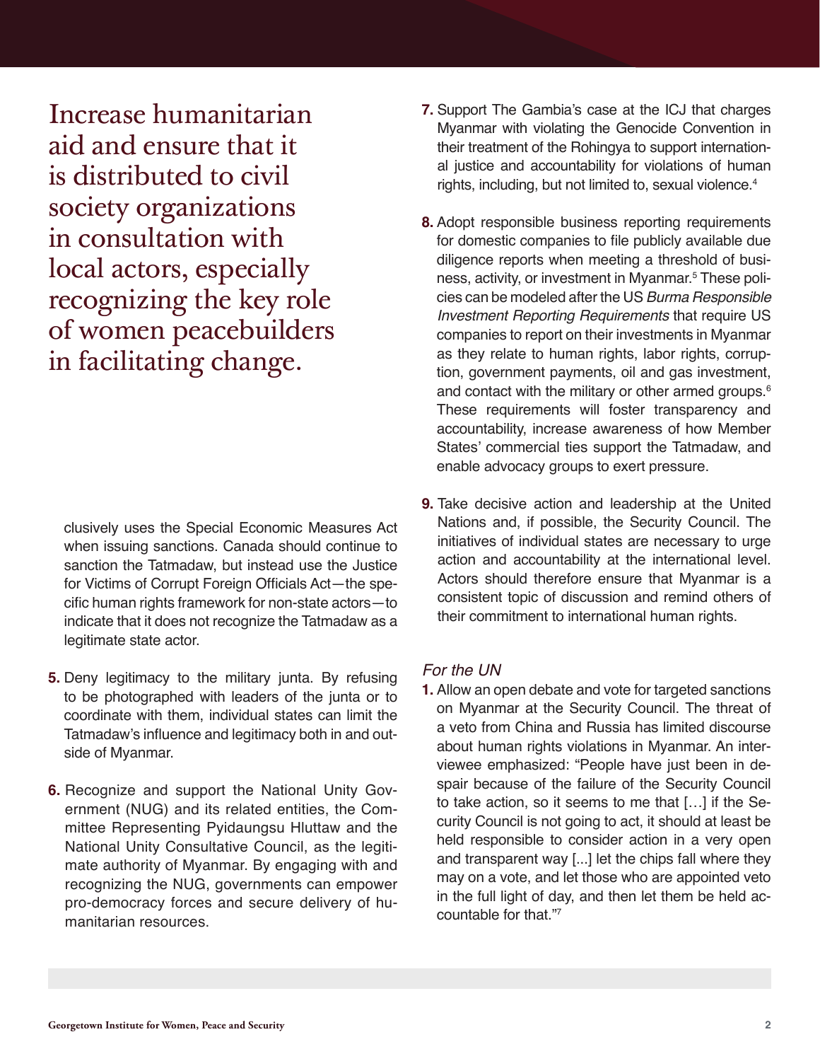> Increase humanitarian aid and ensure that it is distributed to civil society organizations in consultation with local actors, especially recognizing the key role of women peacebuilders in facilitating change.

clusively uses the Special Economic Measures Act when issuing sanctions. Canada should continue to sanction the Tatmadaw, but instead use the Justice for Victims of Corrupt Foreign Officials Act—the specific human rights framework for non-state actors—to indicate that it does not recognize the Tatmadaw as a legitimate state actor.

**5.** Deny legitimacy to the military junta. By refusing to be photographed with leaders of the junta or to coordinate with them, individual states can limit the Tatmadaw's influence and legitimacy both in and outside of Myanmar.

**6.** Recognize and support the National Unity Government (NUG) and its related entities, the Committee Representing Pyidaungsu Hluttaw and the National Unity Consultative Council, as the legitimate authority of Myanmar. By engaging with and recognizing the NUG, governments can empower pro-democracy forces and secure delivery of humanitarian resources.

**7.** Support The Gambia's case at the ICJ that charges Myanmar with violating the Genocide Convention in their treatment of the Rohingya to support international justice and accountability for violations of human rights, including, but not limited to, sexual violence.[4]

**8.** Adopt responsible business reporting requirements for domestic companies to file publicly available due diligence reports when meeting a threshold of business, activity, or investment in Myanmar.[5] These policies can be modeled after the US *Burma Responsible Investment Reporting Requirements* that require US companies to report on their investments in Myanmar as they relate to human rights, labor rights, corruption, government payments, oil and gas investment, and contact with the military or other armed groups.[6] These requirements will foster transparency and accountability, increase awareness of how Member States' commercial ties support the Tatmadaw, and enable advocacy groups to exert pressure.

**9.** Take decisive action and leadership at the United Nations and, if possible, the Security Council. The initiatives of individual states are necessary to urge action and accountability at the international level. Actors should therefore ensure that Myanmar is a consistent topic of discussion and remind others of their commitment to international human rights.

*For the UN*

**1.** Allow an open debate and vote for targeted sanctions on Myanmar at the Security Council. The threat of a veto from China and Russia has limited discourse about human rights violations in Myanmar. An interviewee emphasized: "People have just been in despair because of the failure of the Security Council to take action, so it seems to me that […] if the Security Council is not going to act, it should at least be held responsible to consider action in a very open and transparent way [...] let the chips fall where they may on a vote, and let those who are appointed veto in the full light of day, and then let them be held accountable for that."[7]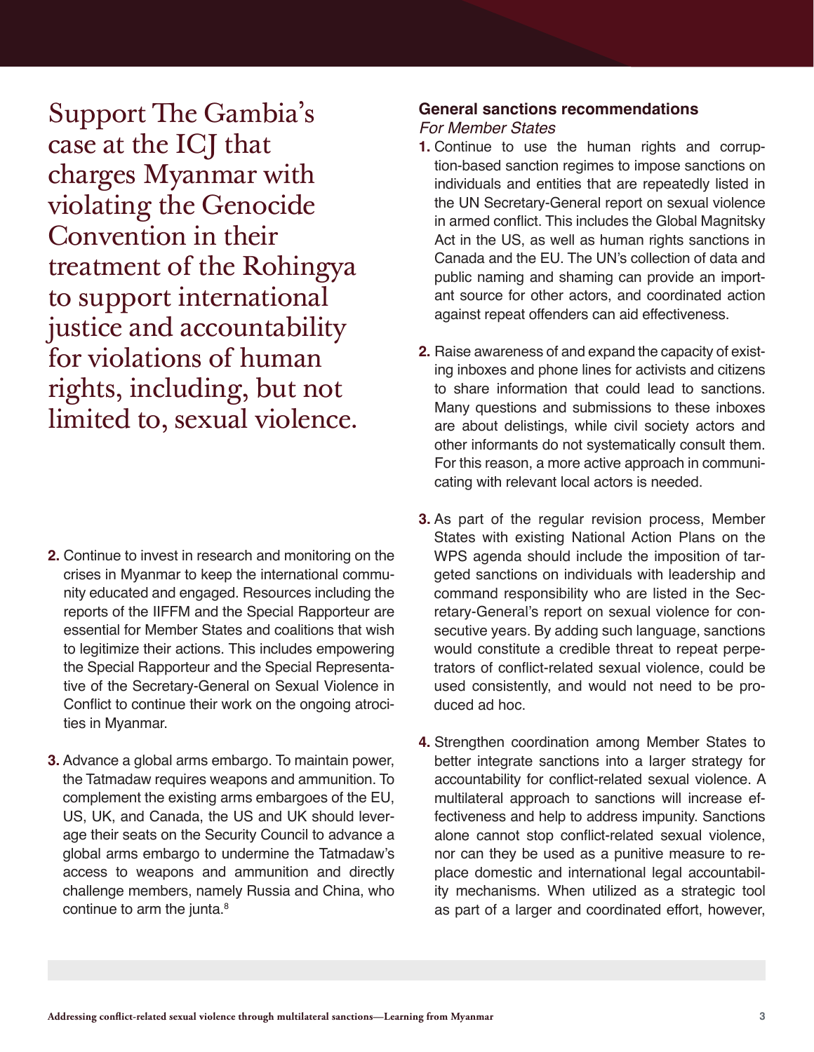Support The Gambia's case at the ICJ that charges Myanmar with violating the Genocide Convention in their treatment of the Rohingya to support international justice and accountability for violations of human rights, including, but not limited to, sexual violence.

2. Continue to invest in research and monitoring on the crises in Myanmar to keep the international community educated and engaged. Resources including the reports of the IIFFM and the Special Rapporteur are essential for Member States and coalitions that wish to legitimize their actions. This includes empowering the Special Rapporteur and the Special Representative of the Secretary-General on Sexual Violence in Conflict to continue their work on the ongoing atrocities in Myanmar.

3. Advance a global arms embargo. To maintain power, the Tatmadaw requires weapons and ammunition. To complement the existing arms embargoes of the EU, US, UK, and Canada, the US and UK should leverage their seats on the Security Council to advance a global arms embargo to undermine the Tatmadaw's access to weapons and ammunition and directly challenge members, namely Russia and China, who continue to arm the junta.[8]

### General sanctions recommendations

*For Member States*

1. Continue to use the human rights and corruption-based sanction regimes to impose sanctions on individuals and entities that are repeatedly listed in the UN Secretary-General report on sexual violence in armed conflict. This includes the Global Magnitsky Act in the US, as well as human rights sanctions in Canada and the EU. The UN's collection of data and public naming and shaming can provide an important source for other actors, and coordinated action against repeat offenders can aid effectiveness.

2. Raise awareness of and expand the capacity of existing inboxes and phone lines for activists and citizens to share information that could lead to sanctions. Many questions and submissions to these inboxes are about delistings, while civil society actors and other informants do not systematically consult them. For this reason, a more active approach in communicating with relevant local actors is needed.

3. As part of the regular revision process, Member States with existing National Action Plans on the WPS agenda should include the imposition of targeted sanctions on individuals with leadership and command responsibility who are listed in the Secretary-General's report on sexual violence for consecutive years. By adding such language, sanctions would constitute a credible threat to repeat perpetrators of conflict-related sexual violence, could be used consistently, and would not need to be produced ad hoc.

4. Strengthen coordination among Member States to better integrate sanctions into a larger strategy for accountability for conflict-related sexual violence. A multilateral approach to sanctions will increase effectiveness and help to address impunity. Sanctions alone cannot stop conflict-related sexual violence, nor can they be used as a punitive measure to replace domestic and international legal accountability mechanisms. When utilized as a strategic tool as part of a larger and coordinated effort, however,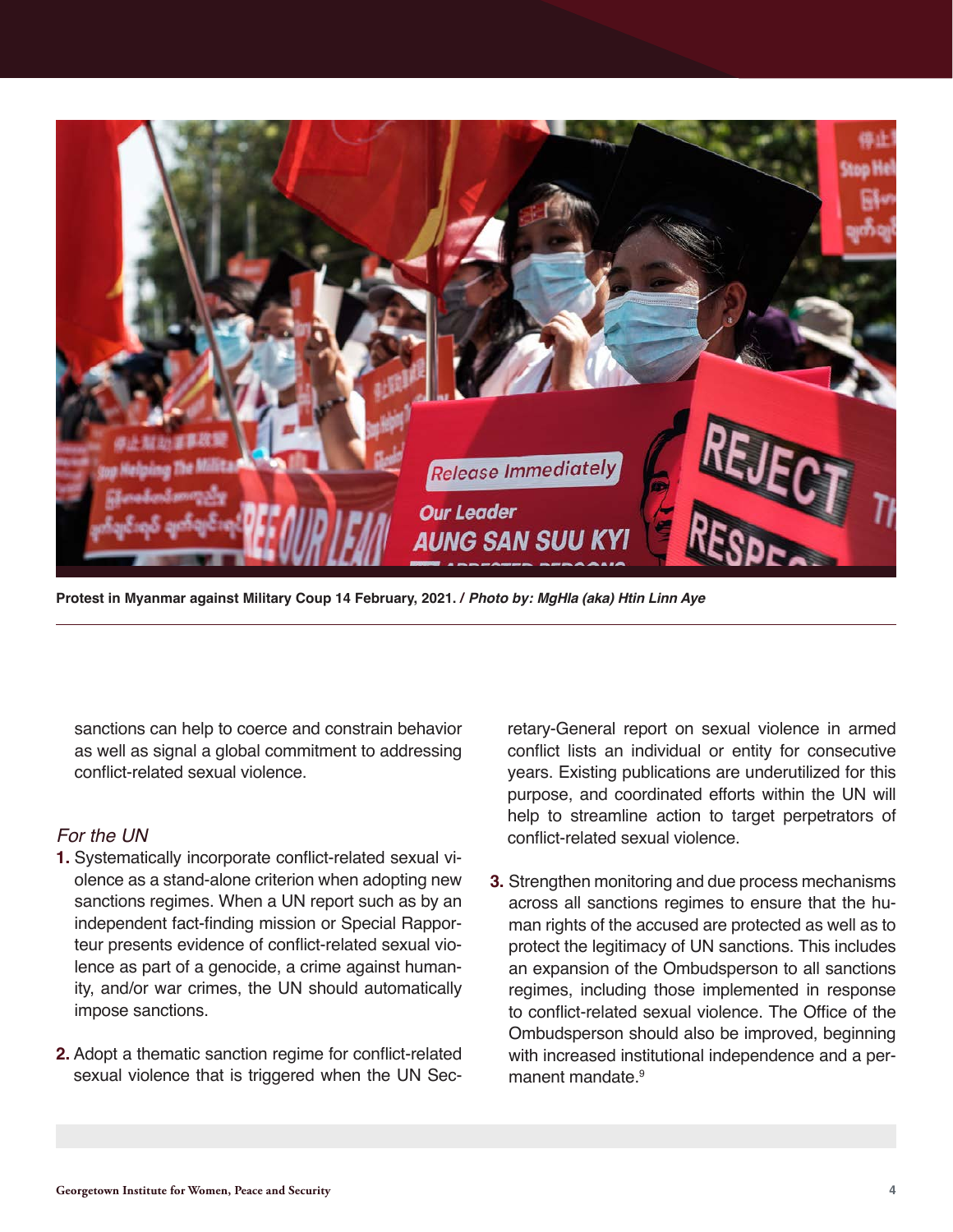Protest in Myanmar against Military Coup 14 February, 2021. / *Photo by: MgHla (aka) Htin Linn Aye*

sanctions can help to coerce and constrain behavior as well as signal a global commitment to addressing conflict-related sexual violence.

*For the UN*

1. Systematically incorporate conflict-related sexual violence as a stand-alone criterion when adopting new sanctions regimes. When a UN report such as by an independent fact-finding mission or Special Rapporteur presents evidence of conflict-related sexual violence as part of a genocide, a crime against humanity, and/or war crimes, the UN should automatically impose sanctions.

2. Adopt a thematic sanction regime for conflict-related sexual violence that is triggered when the UN Secretary-General report on sexual violence in armed conflict lists an individual or entity for consecutive years. Existing publications are underutilized for this purpose, and coordinated efforts within the UN will help to streamline action to target perpetrators of conflict-related sexual violence.

3. Strengthen monitoring and due process mechanisms across all sanctions regimes to ensure that the human rights of the accused are protected as well as to protect the legitimacy of UN sanctions. This includes an expansion of the Ombudsperson to all sanctions regimes, including those implemented in response to conflict-related sexual violence. The Office of the Ombudsperson should also be improved, beginning with increased institutional independence and a permanent mandate.[9]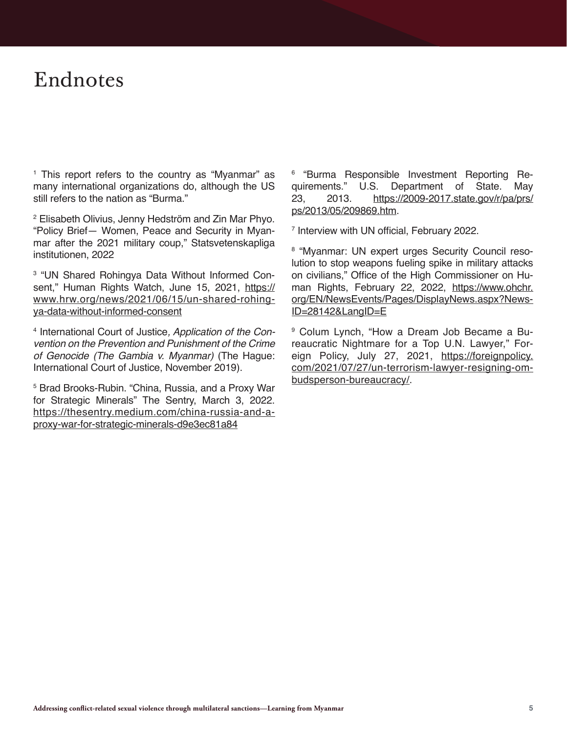# Endnotes

[1] This report refers to the country as "Myanmar" as many international organizations do, although the US still refers to the nation as "Burma."

[2] Elisabeth Olivius, Jenny Hedström and Zin Mar Phyo. "Policy Brief— Women, Peace and Security in Myanmar after the 2021 military coup," Statsvetenskapliga institutionen, 2022

[3] "UN Shared Rohingya Data Without Informed Consent," Human Rights Watch, June 15, 2021, https://www.hrw.org/news/2021/06/15/un-shared-rohingya-data-without-informed-consent

[4] International Court of Justice, *Application of the Convention on the Prevention and Punishment of the Crime of Genocide (The Gambia v. Myanmar)* (The Hague: International Court of Justice, November 2019).

[5] Brad Brooks-Rubin. "China, Russia, and a Proxy War for Strategic Minerals" The Sentry, March 3, 2022. https://thesentry.medium.com/china-russia-and-a-proxy-war-for-strategic-minerals-d9e3ec81a84

[6] "Burma Responsible Investment Reporting Requirements." U.S. Department of State. May 23, 2013. https://2009-2017.state.gov/r/pa/prs/ps/2013/05/209869.htm.

[7] Interview with UN official, February 2022.

[8] "Myanmar: UN expert urges Security Council resolution to stop weapons fueling spike in military attacks on civilians," Office of the High Commissioner on Human Rights, February 22, 2022, https://www.ohchr.org/EN/NewsEvents/Pages/DisplayNews.aspx?NewsID=28142&LangID=E

[9] Colum Lynch, "How a Dream Job Became a Bureaucratic Nightmare for a Top U.N. Lawyer," Foreign Policy, July 27, 2021, https://foreignpolicy.com/2021/07/27/un-terrorism-lawyer-resigning-ombudsperson-bureaucracy/.